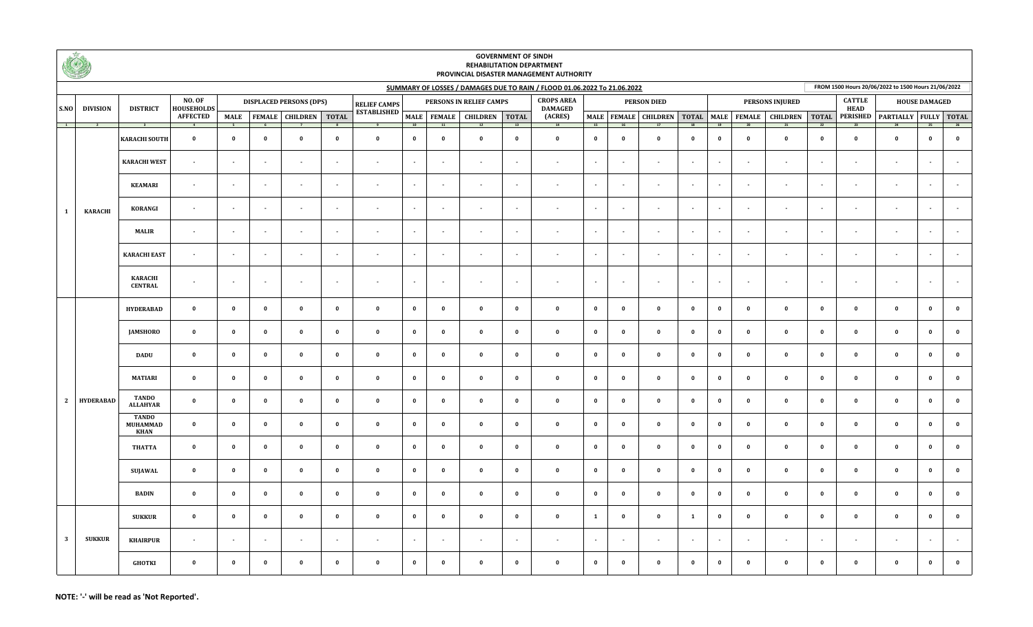**GOVERNMENT OF SINDH**
**REHABILITATION DEPARTMENT**
**PROVINCIAL DISASTER MANAGEMENT AUTHORITY**

**SUMMARY OF LOSSES / DAMAGES DUE TO RAIN / FLOOD 01.06.2022 To 21.06.2022**

**FROM 1500 Hours 20/06/2022 to 1500 Hours 21/06/2022**

| S.NO | DIVISION | DISTRICT | NO. OF HOUSEHOLDS AFFECTED | DISPLACED PERSONS (DPS) | | | | RELIEF CAMPS ESTABLISHED | PERSONS IN RELIEF CAMPS | | | | CROPS AREA DAMAGED (ACRES) | PERSON DIED | | | | PERSONS INJURED | | | | CATTLE HEAD PERISHED | HOUSE DAMAGED | | |
|---|---|---|---|---|---|---|---|---|---|---|---|---|---|---|---|---|---|---|---|---|---|---|---|---|---|
| | | | | MALE | FEMALE | CHILDREN | TOTAL | | MALE | FEMALE | CHILDREN | TOTAL | | MALE | FEMALE | CHILDREN | TOTAL | MALE | FEMALE | CHILDREN | TOTAL | | PARTIALLY | FULLY | TOTAL |
| 1 | 2 | 3 | 4 | 5 | 6 | 7 | 8 | 9 | 10 | 11 | 12 | 13 | 14 | 15 | 16 | 17 | 18 | 19 | 20 | 21 | 22 | 23 | 24 | 25 | 26 |
| 1 | KARACHI | KARACHI SOUTH | 0 | 0 | 0 | 0 | 0 | 0 | 0 | 0 | 0 | 0 | 0 | 0 | 0 | 0 | 0 | 0 | 0 | 0 | 0 | 0 | 0 | 0 | 0 |
| | | KARACHI WEST | - | - | - | - | - | - | - | - | - | - | - | - | - | - | - | - | - | - | - | - | - | - | - |
| | | KEAMARI | - | - | - | - | - | - | - | - | - | - | - | - | - | - | - | - | - | - | - | - | - | - | - |
| | | KORANGI | - | - | - | - | - | - | - | - | - | - | - | - | - | - | - | - | - | - | - | - | - | - | - |
| | | MALIR | - | - | - | - | - | - | - | - | - | - | - | - | - | - | - | - | - | - | - | - | - | - | - |
| | | KARACHI EAST | - | - | - | - | - | - | - | - | - | - | - | - | - | - | - | - | - | - | - | - | - | - | - |
| | | KARACHI CENTRAL | - | - | - | - | - | - | - | - | - | - | - | - | - | - | - | - | - | - | - | - | - | - | - |
| 2 | HYDERABAD | HYDERABAD | 0 | 0 | 0 | 0 | 0 | 0 | 0 | 0 | 0 | 0 | 0 | 0 | 0 | 0 | 0 | 0 | 0 | 0 | 0 | 0 | 0 | 0 | 0 |
| | | JAMSHORO | 0 | 0 | 0 | 0 | 0 | 0 | 0 | 0 | 0 | 0 | 0 | 0 | 0 | 0 | 0 | 0 | 0 | 0 | 0 | 0 | 0 | 0 | 0 |
| | | DADU | 0 | 0 | 0 | 0 | 0 | 0 | 0 | 0 | 0 | 0 | 0 | 0 | 0 | 0 | 0 | 0 | 0 | 0 | 0 | 0 | 0 | 0 | 0 |
| | | MATIARI | 0 | 0 | 0 | 0 | 0 | 0 | 0 | 0 | 0 | 0 | 0 | 0 | 0 | 0 | 0 | 0 | 0 | 0 | 0 | 0 | 0 | 0 | 0 |
| | | TANDO ALLAHYAR | 0 | 0 | 0 | 0 | 0 | 0 | 0 | 0 | 0 | 0 | 0 | 0 | 0 | 0 | 0 | 0 | 0 | 0 | 0 | 0 | 0 | 0 | 0 |
| | | TANDO MUHAMMAD KHAN | 0 | 0 | 0 | 0 | 0 | 0 | 0 | 0 | 0 | 0 | 0 | 0 | 0 | 0 | 0 | 0 | 0 | 0 | 0 | 0 | 0 | 0 | 0 |
| | | THATTA | 0 | 0 | 0 | 0 | 0 | 0 | 0 | 0 | 0 | 0 | 0 | 0 | 0 | 0 | 0 | 0 | 0 | 0 | 0 | 0 | 0 | 0 | 0 |
| | | SUJAWAL | 0 | 0 | 0 | 0 | 0 | 0 | 0 | 0 | 0 | 0 | 0 | 0 | 0 | 0 | 0 | 0 | 0 | 0 | 0 | 0 | 0 | 0 | 0 |
| | | BADIN | 0 | 0 | 0 | 0 | 0 | 0 | 0 | 0 | 0 | 0 | 0 | 0 | 0 | 0 | 0 | 0 | 0 | 0 | 0 | 0 | 0 | 0 | 0 |
| 3 | SUKKUR | SUKKUR | 0 | 0 | 0 | 0 | 0 | 0 | 0 | 0 | 0 | 0 | 0 | 1 | 0 | 0 | 1 | 0 | 0 | 0 | 0 | 0 | 0 | 0 | 0 |
| | | KHAIRPUR | - | - | - | - | - | - | - | - | - | - | - | - | - | - | - | - | - | - | - | - | - | - | - |
| | | GHOTKI | 0 | 0 | 0 | 0 | 0 | 0 | 0 | 0 | 0 | 0 | 0 | 0 | 0 | 0 | 0 | 0 | 0 | 0 | 0 | 0 | 0 | 0 | 0 |

**NOTE: '-' will be read as 'Not Reported'.**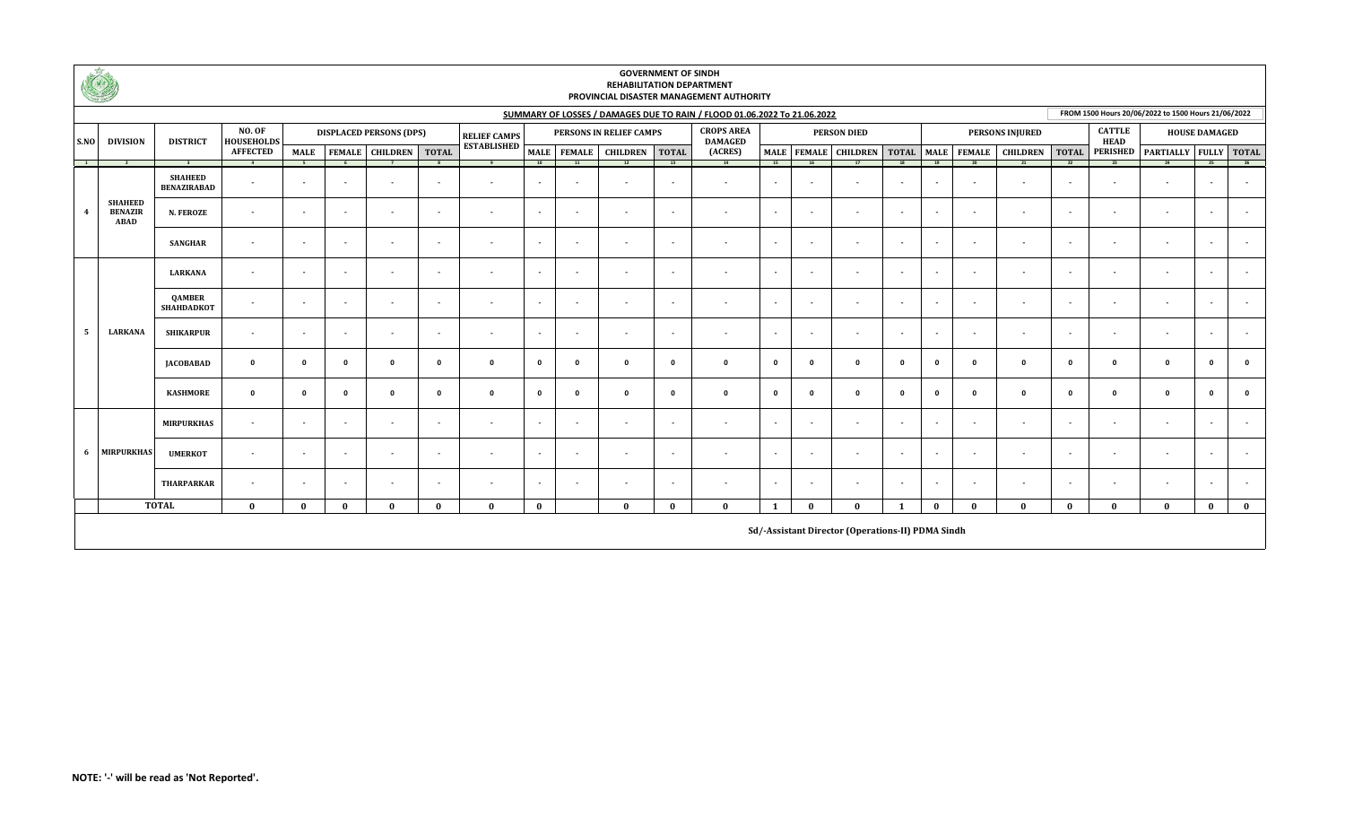GOVERNMENT OF SINDH
REHABILITATION DEPARTMENT
PROVINCIAL DISASTER MANAGEMENT AUTHORITY

**SUMMARY OF LOSSES / DAMAGES DUE TO RAIN / FLOOD 01.06.2022 To 21.06.2022**

FROM 1500 Hours 20/06/2022 to 1500 Hours 21/06/2022

| S.NO | DIVISION | DISTRICT | NO. OF HOUSEHOLDS AFFECTED | DISPLACED PERSONS (DPS) | | | | RELIEF CAMPS ESTABLISHED | PERSONS IN RELIEF CAMPS | | | | CROPS AREA DAMAGED (ACRES) | PERSON DIED | | | | PERSONS INJURED | | | | CATTLE HEAD PERISHED | HOUSE DAMAGED | | |
|---|---|---|---|---|---|---|---|---|---|---|---|---|---|---|---|---|---|---|---|---|---|---|---|---|---|
| | | | | MALE | FEMALE | CHILDREN | TOTAL | | MALE | FEMALE | CHILDREN | TOTAL | | MALE | FEMALE | CHILDREN | TOTAL | MALE | FEMALE | CHILDREN | TOTAL | | PARTIALLY | FULLY | TOTAL |
| 1 | 2 | 3 | 4 | 5 | 6 | 7 | 8 | 9 | 10 | 11 | 12 | 13 | 14 | 15 | 16 | 17 | 18 | 19 | 20 | 21 | 22 | 23 | 24 | 25 | 26 |
| 4 | SHAHEED BENAZIR ABAD | SHAHEED BENAZIRABAD | - | - | - | - | - | - | - | - | - | - | - | - | - | - | - | - | - | - | - | - | - | - | - |
| | | N. FEROZE | - | - | - | - | - | - | - | - | - | - | - | - | - | - | - | - | - | - | - | - | - | - | - |
| | | SANGHAR | - | - | - | - | - | - | - | - | - | - | - | - | - | - | - | - | - | - | - | - | - | - | - |
| 5 | LARKANA | LARKANA | - | - | - | - | - | - | - | - | - | - | - | - | - | - | - | - | - | - | - | - | - | - | - |
| | | QAMBER SHAHDADKOT | - | - | - | - | - | - | - | - | - | - | - | - | - | - | - | - | - | - | - | - | - | - | - |
| | | SHIKARPUR | - | - | - | - | - | - | - | - | - | - | - | - | - | - | - | - | - | - | - | - | - | - | - |
| | | JACOBABAD | 0 | 0 | 0 | 0 | 0 | 0 | 0 | 0 | 0 | 0 | 0 | 0 | 0 | 0 | 0 | 0 | 0 | 0 | 0 | 0 | 0 | 0 | 0 |
| | | KASHMORE | 0 | 0 | 0 | 0 | 0 | 0 | 0 | 0 | 0 | 0 | 0 | 0 | 0 | 0 | 0 | 0 | 0 | 0 | 0 | 0 | 0 | 0 | 0 |
| 6 | MIRPURKHAS | MIRPURKHAS | - | - | - | - | - | - | - | - | - | - | - | - | - | - | - | - | - | - | - | - | - | - | - |
| | | UMERKOT | - | - | - | - | - | - | - | - | - | - | - | - | - | - | - | - | - | - | - | - | - | - | - |
| | | THARPARKAR | - | - | - | - | - | - | - | - | - | - | - | - | - | - | - | - | - | - | - | - | - | - | - |
| | TOTAL | | 0 | 0 | 0 | 0 | 0 | 0 | 0 | | 0 | 0 | 0 | 1 | 0 | 0 | 1 | 0 | 0 | 0 | 0 | 0 | 0 | 0 | 0 |

Sd/-Assistant Director (Operations-II) PDMA Sindh

**NOTE: '-' will be read as 'Not Reported'.**